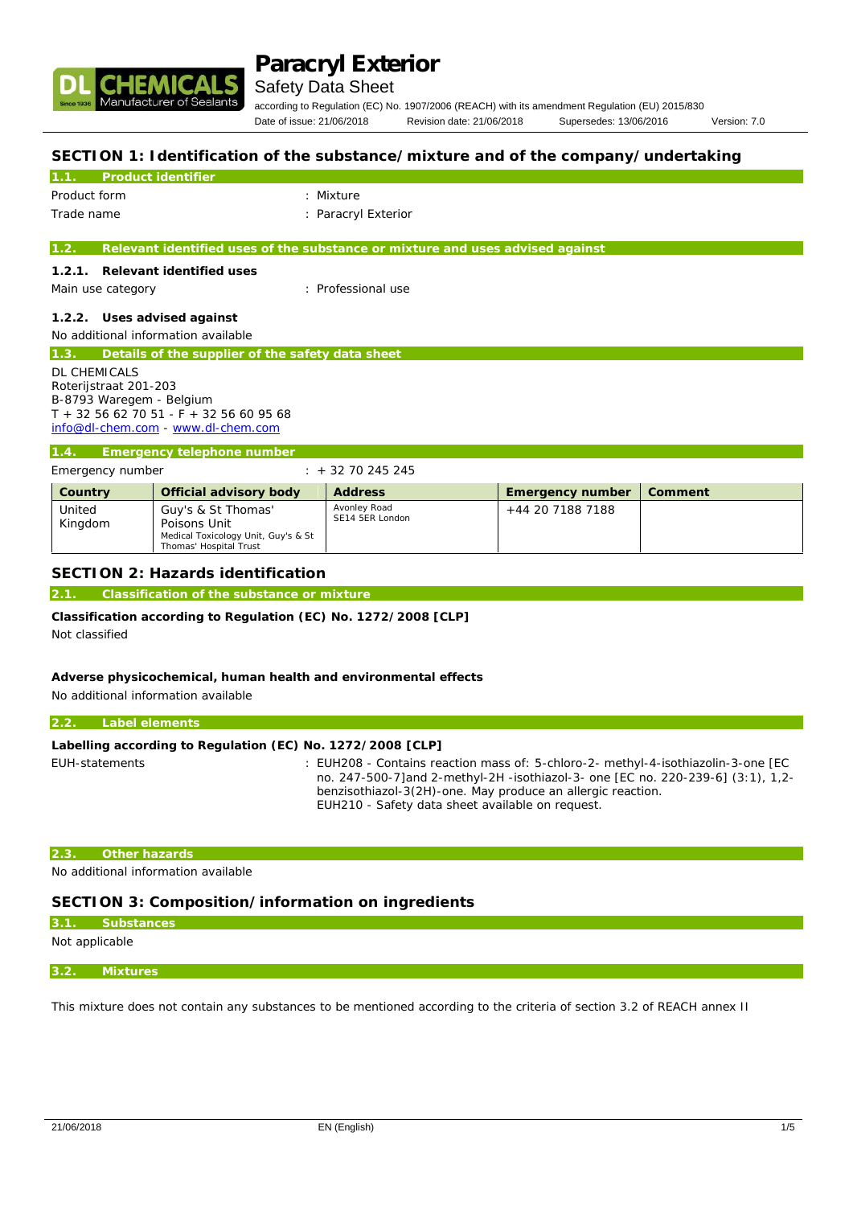# Paracryl Exterior

Safety Data Sheet

according to Regulation (EC) No. 1907/2006 (REACH) with its amendment Regulation (EU) 2015/830

Date of issue: 21/06/2018 Revision date: 21/06/2018 Supersedes: 13/06/2016 Version: 7.0

## SECTION 1: Identification of the substance/mixture and of the company/undertaking

### 1.1. Product identifier

Product form : Mixture

Trade name : Paracryl Exterior

### 1.2. Relevant identified uses of the substance or mixture and uses advised against

#### 1.2.1. Relevant identified uses

Main use category : Professional use

#### 1.2.2. Uses advised against

No additional information available

### 1.3. Details of the supplier of the safety data sheet

DL CHEMICALS
Roterijstraat 201-203
B-8793 Waregem - Belgium
T + 32 56 62 70 51 - F + 32 56 60 95 68
info@dl-chem.com - www.dl-chem.com

### 1.4. Emergency telephone number

Emergency number : + 32 70 245 245

| Country | Official advisory body | Address | Emergency number | Comment |
|---|---|---|---|---|
| United Kingdom | Guy's & St Thomas' Poisons Unit<br>Medical Toxicology Unit, Guy's & St Thomas' Hospital Trust | Avonley Road<br>SE14 5ER London | +44 20 7188 7188 | |

## SECTION 2: Hazards identification

### 2.1. Classification of the substance or mixture

**Classification according to Regulation (EC) No. 1272/2008 [CLP]**

Not classified

**Adverse physicochemical, human health and environmental effects**

No additional information available

### 2.2. Label elements

**Labelling according to Regulation (EC) No. 1272/2008 [CLP]**

EUH-statements : EUH208 - Contains reaction mass of: 5-chloro-2- methyl-4-isothiazolin-3-one [EC no. 247-500-7]and 2-methyl-2H -isothiazol-3- one [EC no. 220-239-6] (3:1), 1,2-benzisothiazol-3(2H)-one. May produce an allergic reaction.
EUH210 - Safety data sheet available on request.

### 2.3. Other hazards

No additional information available

## SECTION 3: Composition/information on ingredients

### 3.1. Substances

Not applicable

### 3.2. Mixtures

This mixture does not contain any substances to be mentioned according to the criteria of section 3.2 of REACH annex II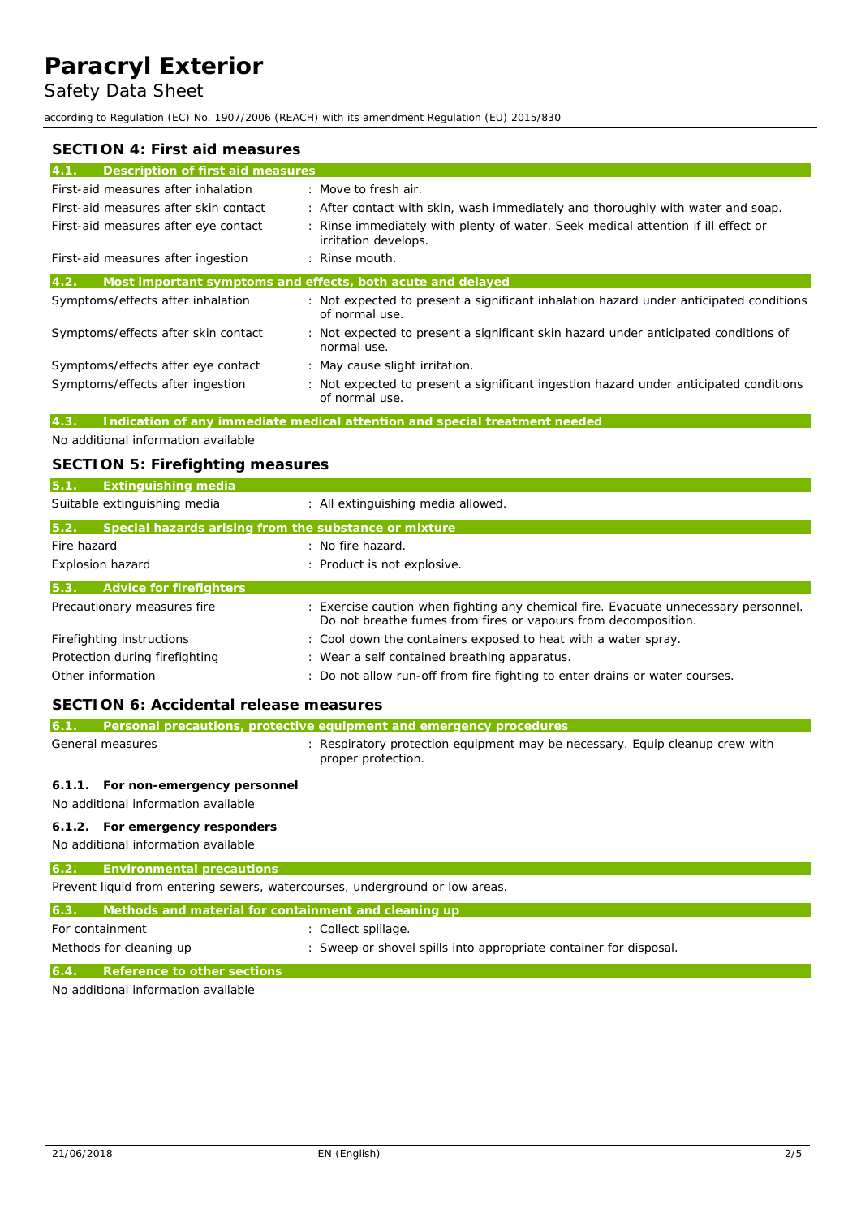## SECTION 4: First aid measures

### 4.1. Description of first aid measures

| | |
|---|---|
| First-aid measures after inhalation | : Move to fresh air. |
| First-aid measures after skin contact | : After contact with skin, wash immediately and thoroughly with water and soap. |
| First-aid measures after eye contact | : Rinse immediately with plenty of water. Seek medical attention if ill effect or irritation develops. |
| First-aid measures after ingestion | : Rinse mouth. |

### 4.2. Most important symptoms and effects, both acute and delayed

| | |
|---|---|
| Symptoms/effects after inhalation | : Not expected to present a significant inhalation hazard under anticipated conditions of normal use. |
| Symptoms/effects after skin contact | : Not expected to present a significant skin hazard under anticipated conditions of normal use. |
| Symptoms/effects after eye contact | : May cause slight irritation. |
| Symptoms/effects after ingestion | : Not expected to present a significant ingestion hazard under anticipated conditions of normal use. |

### 4.3. Indication of any immediate medical attention and special treatment needed

No additional information available

## SECTION 5: Firefighting measures

### 5.1. Extinguishing media

| | |
|---|---|
| Suitable extinguishing media | : All extinguishing media allowed. |

### 5.2. Special hazards arising from the substance or mixture

| | |
|---|---|
| Fire hazard | : No fire hazard. |
| Explosion hazard | : Product is not explosive. |

### 5.3. Advice for firefighters

| | |
|---|---|
| Precautionary measures fire | : Exercise caution when fighting any chemical fire. Evacuate unnecessary personnel. Do not breathe fumes from fires or vapours from decomposition. |
| Firefighting instructions | : Cool down the containers exposed to heat with a water spray. |
| Protection during firefighting | : Wear a self contained breathing apparatus. |
| Other information | : Do not allow run-off from fire fighting to enter drains or water courses. |

## SECTION 6: Accidental release measures

### 6.1. Personal precautions, protective equipment and emergency procedures

| | |
|---|---|
| General measures | : Respiratory protection equipment may be necessary. Equip cleanup crew with proper protection. |

#### 6.1.1. For non-emergency personnel

No additional information available

#### 6.1.2. For emergency responders

No additional information available

### 6.2. Environmental precautions

Prevent liquid from entering sewers, watercourses, underground or low areas.

### 6.3. Methods and material for containment and cleaning up

| | |
|---|---|
| For containment | : Collect spillage. |
| Methods for cleaning up | : Sweep or shovel spills into appropriate container for disposal. |

### 6.4. Reference to other sections

No additional information available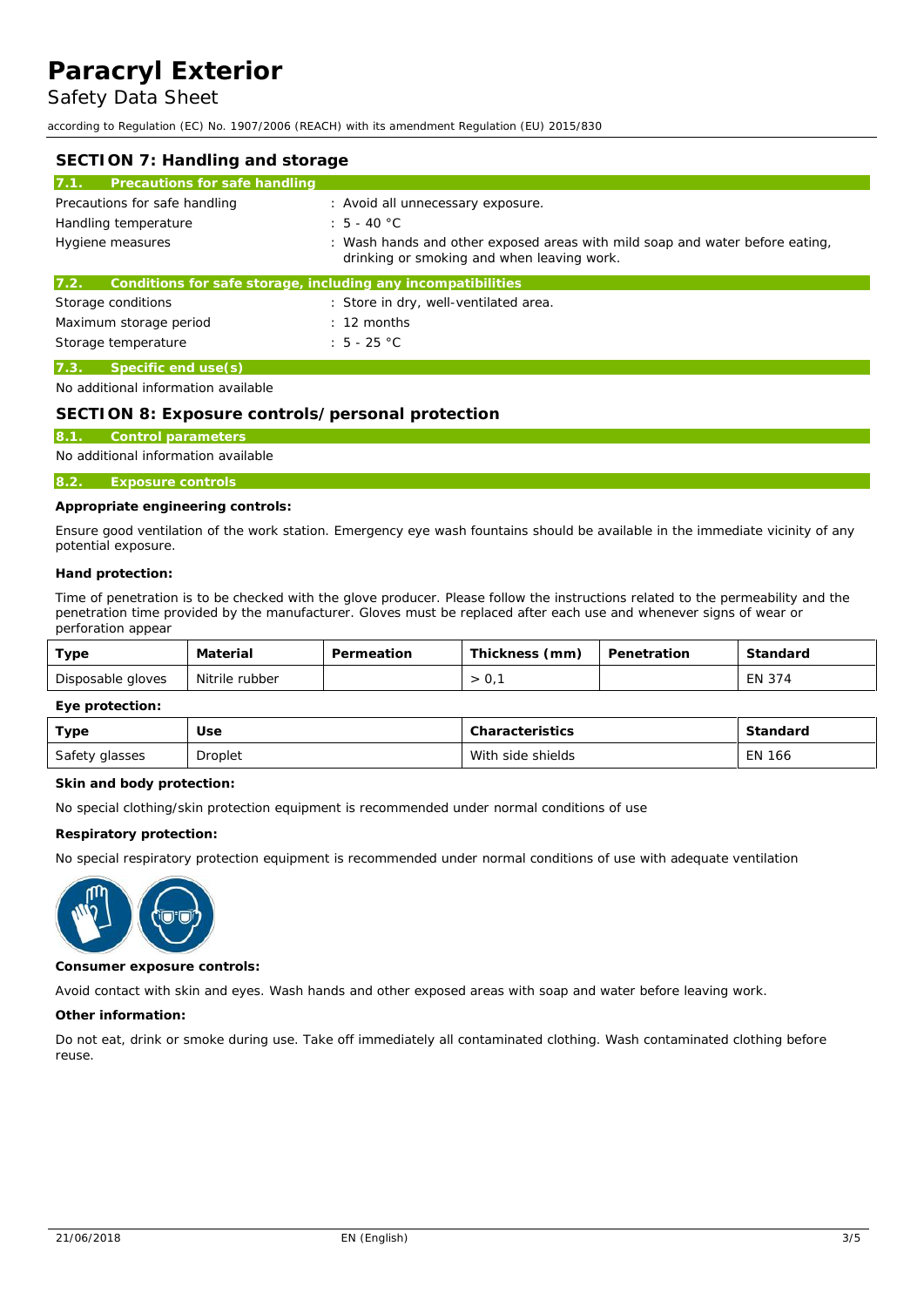## SECTION 7: Handling and storage

### 7.1. Precautions for safe handling

Precautions for safe handling : Avoid all unnecessary exposure.

Handling temperature : 5 - 40 °C

Hygiene measures : Wash hands and other exposed areas with mild soap and water before eating, drinking or smoking and when leaving work.

### 7.2. Conditions for safe storage, including any incompatibilities

Storage conditions : Store in dry, well-ventilated area.

Maximum storage period : 12 months

Storage temperature : 5 - 25 °C

### 7.3. Specific end use(s)

No additional information available

## SECTION 8: Exposure controls/personal protection

### 8.1. Control parameters

No additional information available

### 8.2. Exposure controls

**Appropriate engineering controls:**

Ensure good ventilation of the work station. Emergency eye wash fountains should be available in the immediate vicinity of any potential exposure.

**Hand protection:**

Time of penetration is to be checked with the glove producer. Please follow the instructions related to the permeability and the penetration time provided by the manufacturer. Gloves must be replaced after each use and whenever signs of wear or perforation appear

| Type | Material | Permeation | Thickness (mm) | Penetration | Standard |
|---|---|---|---|---|---|
| Disposable gloves | Nitrile rubber | | > 0,1 | | EN 374 |

**Eye protection:**

| Type | Use | Characteristics | Standard |
|---|---|---|---|
| Safety glasses | Droplet | With side shields | EN 166 |

**Skin and body protection:**

No special clothing/skin protection equipment is recommended under normal conditions of use

**Respiratory protection:**

No special respiratory protection equipment is recommended under normal conditions of use with adequate ventilation

**Consumer exposure controls:**

Avoid contact with skin and eyes. Wash hands and other exposed areas with soap and water before leaving work.

**Other information:**

Do not eat, drink or smoke during use. Take off immediately all contaminated clothing. Wash contaminated clothing before reuse.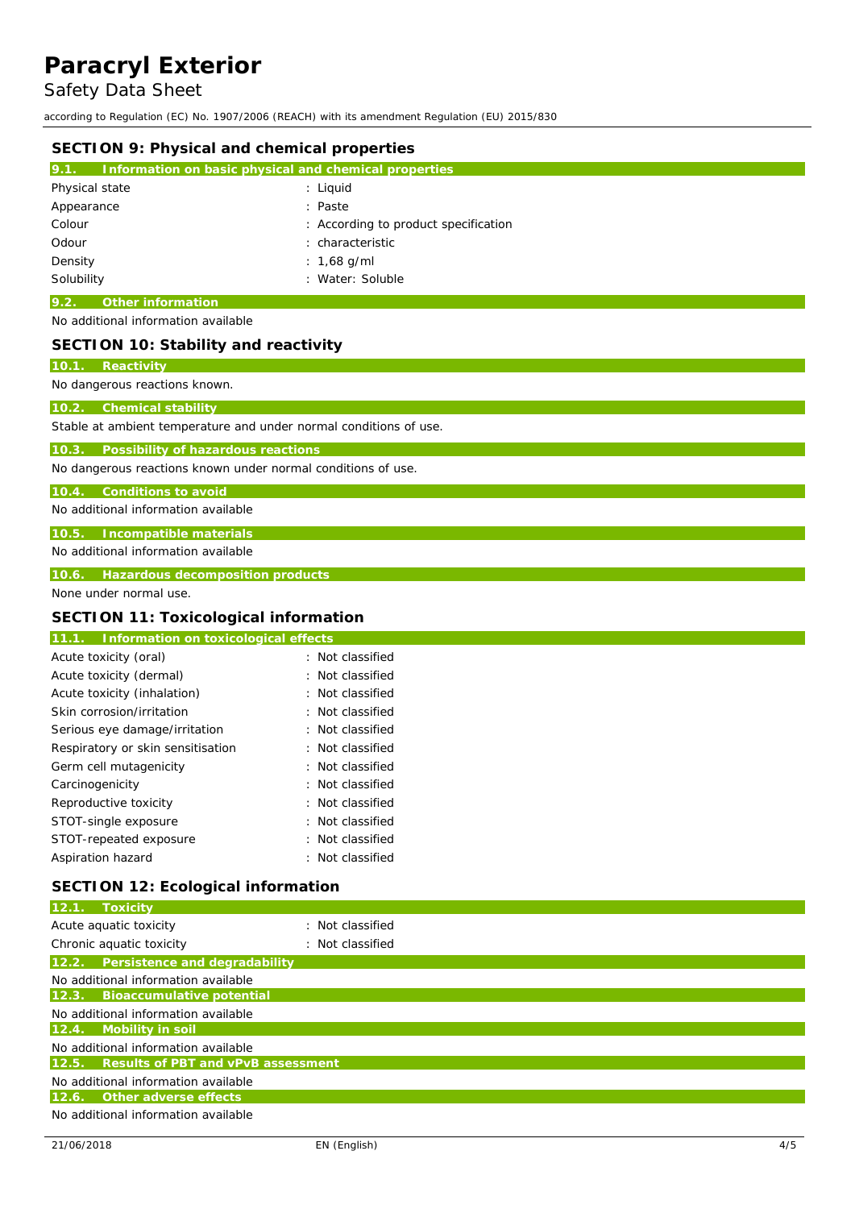## SECTION 9: Physical and chemical properties

### 9.1. Information on basic physical and chemical properties

| | |
|---|---|
| Physical state | : Liquid |
| Appearance | : Paste |
| Colour | : According to product specification |
| Odour | : characteristic |
| Density | : 1,68 g/ml |
| Solubility | : Water: Soluble |

### 9.2. Other information

No additional information available

## SECTION 10: Stability and reactivity

### 10.1. Reactivity

No dangerous reactions known.

### 10.2. Chemical stability

Stable at ambient temperature and under normal conditions of use.

### 10.3. Possibility of hazardous reactions

No dangerous reactions known under normal conditions of use.

### 10.4. Conditions to avoid

No additional information available

### 10.5. Incompatible materials

No additional information available

### 10.6. Hazardous decomposition products

None under normal use.

## SECTION 11: Toxicological information

### 11.1. Information on toxicological effects

| | |
|---|---|
| Acute toxicity (oral) | : Not classified |
| Acute toxicity (dermal) | : Not classified |
| Acute toxicity (inhalation) | : Not classified |
| Skin corrosion/irritation | : Not classified |
| Serious eye damage/irritation | : Not classified |
| Respiratory or skin sensitisation | : Not classified |
| Germ cell mutagenicity | : Not classified |
| Carcinogenicity | : Not classified |
| Reproductive toxicity | : Not classified |
| STOT-single exposure | : Not classified |
| STOT-repeated exposure | : Not classified |
| Aspiration hazard | : Not classified |

## SECTION 12: Ecological information

### 12.1. Toxicity

| | |
|---|---|
| Acute aquatic toxicity | : Not classified |
| Chronic aquatic toxicity | : Not classified |

### 12.2. Persistence and degradability

No additional information available

### 12.3. Bioaccumulative potential

No additional information available

### 12.4. Mobility in soil

No additional information available

### 12.5. Results of PBT and vPvB assessment

No additional information available

### 12.6. Other adverse effects

No additional information available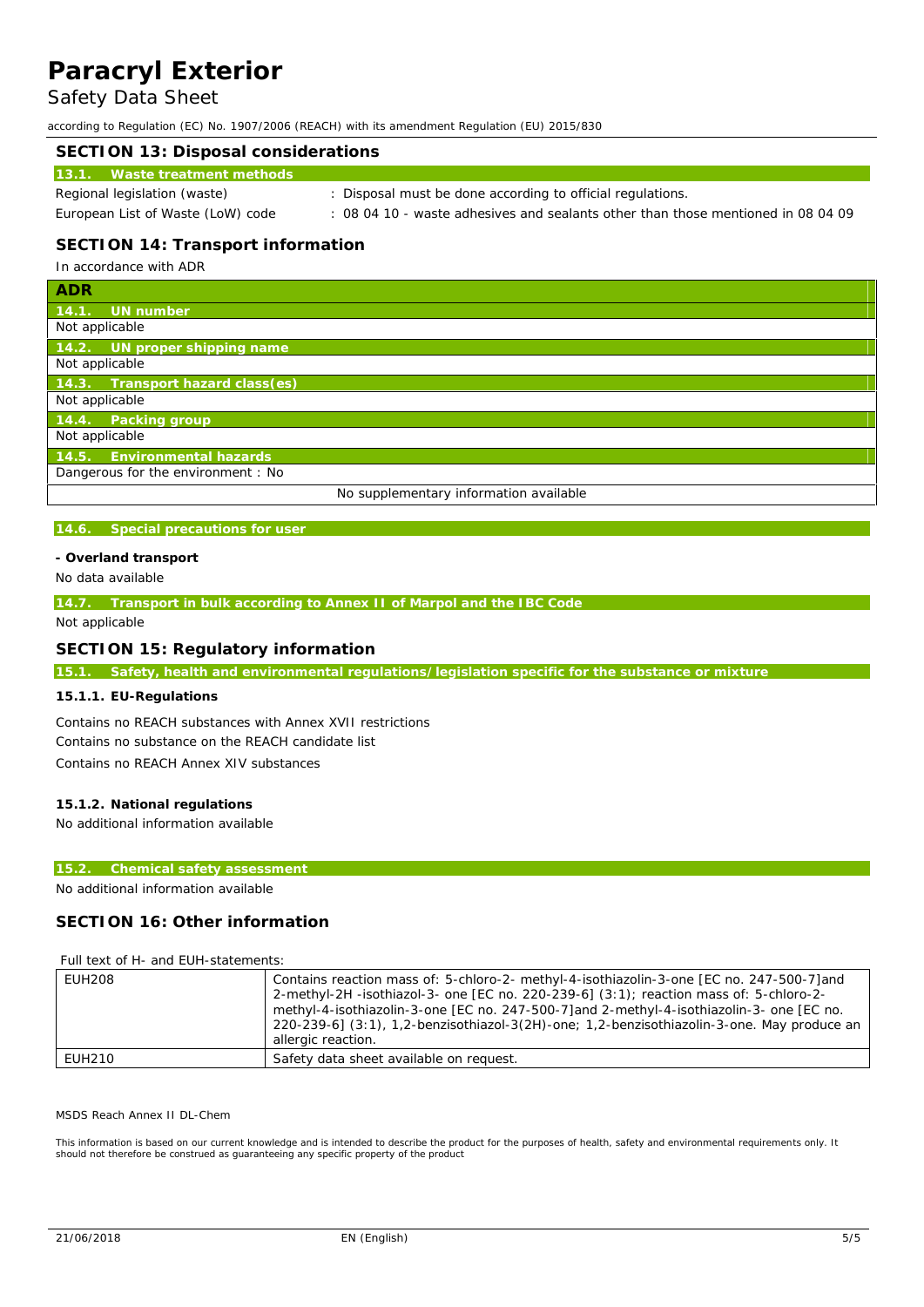## SECTION 13: Disposal considerations

### 13.1. Waste treatment methods

Regional legislation (waste) : Disposal must be done according to official regulations.

European List of Waste (LoW) code : 08 04 10 - waste adhesives and sealants other than those mentioned in 08 04 09

## SECTION 14: Transport information

In accordance with ADR

| ADR |
|---|
| **14.1. UN number** |
| Not applicable |
| **14.2. UN proper shipping name** |
| Not applicable |
| **14.3. Transport hazard class(es)** |
| Not applicable |
| **14.4. Packing group** |
| Not applicable |
| **14.5. Environmental hazards** |
| Dangerous for the environment : No |
| No supplementary information available |

### 14.6. Special precautions for user

**- Overland transport**

No data available

### 14.7. Transport in bulk according to Annex II of Marpol and the IBC Code

Not applicable

## SECTION 15: Regulatory information

### 15.1. Safety, health and environmental regulations/legislation specific for the substance or mixture

**15.1.1. EU-Regulations**

Contains no REACH substances with Annex XVII restrictions

Contains no substance on the REACH candidate list

Contains no REACH Annex XIV substances

**15.1.2. National regulations**

No additional information available

### 15.2. Chemical safety assessment

No additional information available

## SECTION 16: Other information

Full text of H- and EUH-statements:

| | |
|---|---|
| EUH208 | Contains reaction mass of: 5-chloro-2- methyl-4-isothiazolin-3-one [EC no. 247-500-7]and 2-methyl-2H -isothiazol-3- one [EC no. 220-239-6] (3:1); reaction mass of: 5-chloro-2-methyl-4-isothiazolin-3-one [EC no. 247-500-7]and 2-methyl-4-isothiazolin-3- one [EC no. 220-239-6] (3:1), 1,2-benzisothiazol-3(2H)-one; 1,2-benzisothiazolin-3-one. May produce an allergic reaction. |
| EUH210 | Safety data sheet available on request. |

MSDS Reach Annex II DL-Chem

This information is based on our current knowledge and is intended to describe the product for the purposes of health, safety and environmental requirements only. It should not therefore be construed as guaranteeing any specific property of the product